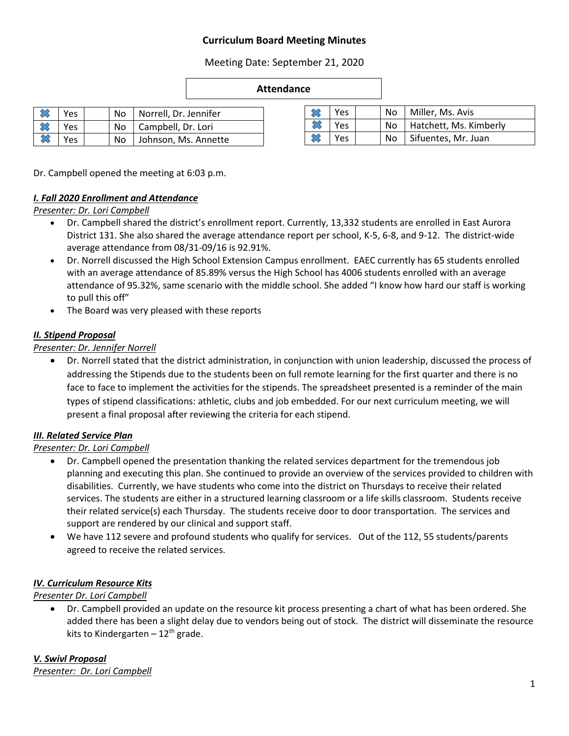# Curriculum Board Meeting Minutes

Meeting Date: September 21, 2020

**Attendance**

| | | | | |
|---|---|---|---|---|
| X | Yes | | No | Norrell, Dr. Jennifer |
| X | Yes | | No | Campbell, Dr. Lori |
| X | Yes | | No | Johnson, Ms. Annette |

| | | | | |
|---|---|---|---|---|
| X | Yes | | No | Miller, Ms. Avis |
| X | Yes | | No | Hatchett, Ms. Kimberly |
| X | Yes | | No | Sifuentes, Mr. Juan |

Dr. Campbell opened the meeting at 6:03 p.m.

***I. Fall 2020 Enrollment and Attendance***

*Presenter: Dr. Lori Campbell*

- Dr. Campbell shared the district's enrollment report. Currently, 13,332 students are enrolled in East Aurora District 131. She also shared the average attendance report per school, K-5, 6-8, and 9-12. The district-wide average attendance from 08/31-09/16 is 92.91%.
- Dr. Norrell discussed the High School Extension Campus enrollment. EAEC currently has 65 students enrolled with an average attendance of 85.89% versus the High School has 4006 students enrolled with an average attendance of 95.32%, same scenario with the middle school. She added "I know how hard our staff is working to pull this off"
- The Board was very pleased with these reports

***II. Stipend Proposal***

*Presenter: Dr. Jennifer Norrell*

- Dr. Norrell stated that the district administration, in conjunction with union leadership, discussed the process of addressing the Stipends due to the students been on full remote learning for the first quarter and there is no face to face to implement the activities for the stipends. The spreadsheet presented is a reminder of the main types of stipend classifications: athletic, clubs and job embedded. For our next curriculum meeting, we will present a final proposal after reviewing the criteria for each stipend.

***III. Related Service Plan***

*Presenter: Dr. Lori Campbell*

- Dr. Campbell opened the presentation thanking the related services department for the tremendous job planning and executing this plan. She continued to provide an overview of the services provided to children with disabilities. Currently, we have students who come into the district on Thursdays to receive their related services. The students are either in a structured learning classroom or a life skills classroom. Students receive their related service(s) each Thursday. The students receive door to door transportation. The services and support are rendered by our clinical and support staff.
- We have 112 severe and profound students who qualify for services. Out of the 112, 55 students/parents agreed to receive the related services.

***IV. Curriculum Resource Kits***

*Presenter Dr. Lori Campbell*

- Dr. Campbell provided an update on the resource kit process presenting a chart of what has been ordered. She added there has been a slight delay due to vendors being out of stock. The district will disseminate the resource kits to Kindergarten – 12th grade.

***V. Swivl Proposal***

*Presenter: Dr. Lori Campbell*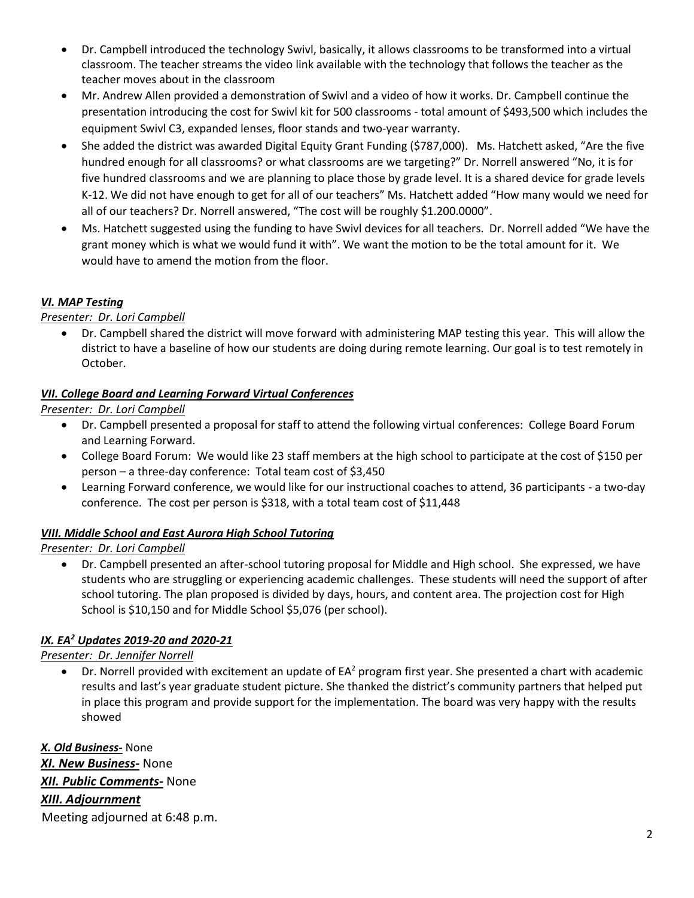- Dr. Campbell introduced the technology Swivl, basically, it allows classrooms to be transformed into a virtual classroom. The teacher streams the video link available with the technology that follows the teacher as the teacher moves about in the classroom
- Mr. Andrew Allen provided a demonstration of Swivl and a video of how it works. Dr. Campbell continue the presentation introducing the cost for Swivl kit for 500 classrooms - total amount of $493,500 which includes the equipment Swivl C3, expanded lenses, floor stands and two-year warranty.
- She added the district was awarded Digital Equity Grant Funding ($787,000). Ms. Hatchett asked, "Are the five hundred enough for all classrooms? or what classrooms are we targeting?" Dr. Norrell answered "No, it is for five hundred classrooms and we are planning to place those by grade level. It is a shared device for grade levels K-12. We did not have enough to get for all of our teachers" Ms. Hatchett added "How many would we need for all of our teachers? Dr. Norrell answered, "The cost will be roughly $1.200.0000".
- Ms. Hatchett suggested using the funding to have Swivl devices for all teachers. Dr. Norrell added "We have the grant money which is what we would fund it with". We want the motion to be the total amount for it. We would have to amend the motion from the floor.

***VI. MAP Testing***

*Presenter: Dr. Lori Campbell*

- Dr. Campbell shared the district will move forward with administering MAP testing this year. This will allow the district to have a baseline of how our students are doing during remote learning. Our goal is to test remotely in October.

***VII. College Board and Learning Forward Virtual Conferences***

*Presenter: Dr. Lori Campbell*

- Dr. Campbell presented a proposal for staff to attend the following virtual conferences: College Board Forum and Learning Forward.
- College Board Forum: We would like 23 staff members at the high school to participate at the cost of $150 per person – a three-day conference: Total team cost of $3,450
- Learning Forward conference, we would like for our instructional coaches to attend, 36 participants - a two-day conference. The cost per person is $318, with a total team cost of $11,448

***VIII. Middle School and East Aurora High School Tutoring***

*Presenter: Dr. Lori Campbell*

- Dr. Campbell presented an after-school tutoring proposal for Middle and High school. She expressed, we have students who are struggling or experiencing academic challenges. These students will need the support of after school tutoring. The plan proposed is divided by days, hours, and content area. The projection cost for High School is $10,150 and for Middle School $5,076 (per school).

***IX. EA$^2$ Updates 2019-20 and 2020-21***

*Presenter: Dr. Jennifer Norrell*

- Dr. Norrell provided with excitement an update of EA$^2$ program first year. She presented a chart with academic results and last's year graduate student picture. She thanked the district's community partners that helped put in place this program and provide support for the implementation. The board was very happy with the results showed

***X. Old Business-*** None

***XI. New Business-*** None

***XII. Public Comments-*** None

***XIII. Adjournment***

Meeting adjourned at 6:48 p.m.